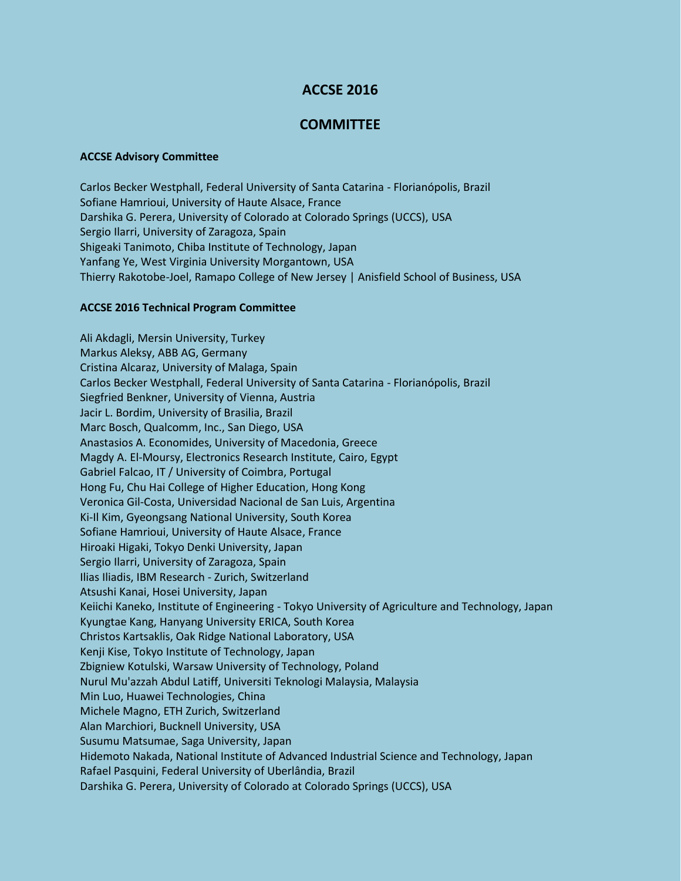# ACCSE 2016

## COMMITTEE

**ACCSE Advisory Committee**

Carlos Becker Westphall, Federal University of Santa Catarina - Florianópolis, Brazil
Sofiane Hamrioui, University of Haute Alsace, France
Darshika G. Perera, University of Colorado at Colorado Springs (UCCS), USA
Sergio Ilarri, University of Zaragoza, Spain
Shigeaki Tanimoto, Chiba Institute of Technology, Japan
Yanfang Ye, West Virginia University Morgantown, USA
Thierry Rakotobe-Joel, Ramapo College of New Jersey | Anisfield School of Business, USA

**ACCSE 2016 Technical Program Committee**

Ali Akdagli, Mersin University, Turkey
Markus Aleksy, ABB AG, Germany
Cristina Alcaraz, University of Malaga, Spain
Carlos Becker Westphall, Federal University of Santa Catarina - Florianópolis, Brazil
Siegfried Benkner, University of Vienna, Austria
Jacir L. Bordim, University of Brasilia, Brazil
Marc Bosch, Qualcomm, Inc., San Diego, USA
Anastasios A. Economides, University of Macedonia, Greece
Magdy A. El-Moursy, Electronics Research Institute, Cairo, Egypt
Gabriel Falcao, IT / University of Coimbra, Portugal
Hong Fu, Chu Hai College of Higher Education, Hong Kong
Veronica Gil-Costa, Universidad Nacional de San Luis, Argentina
Ki-Il Kim, Gyeongsang National University, South Korea
Sofiane Hamrioui, University of Haute Alsace, France
Hiroaki Higaki, Tokyo Denki University, Japan
Sergio Ilarri, University of Zaragoza, Spain
Ilias Iliadis, IBM Research - Zurich, Switzerland
Atsushi Kanai, Hosei University, Japan
Keiichi Kaneko, Institute of Engineering - Tokyo University of Agriculture and Technology, Japan
Kyungtae Kang, Hanyang University ERICA, South Korea
Christos Kartsaklis, Oak Ridge National Laboratory, USA
Kenji Kise, Tokyo Institute of Technology, Japan
Zbigniew Kotulski, Warsaw University of Technology, Poland
Nurul Mu'azzah Abdul Latiff, Universiti Teknologi Malaysia, Malaysia
Min Luo, Huawei Technologies, China
Michele Magno, ETH Zurich, Switzerland
Alan Marchiori, Bucknell University, USA
Susumu Matsumae, Saga University, Japan
Hidemoto Nakada, National Institute of Advanced Industrial Science and Technology, Japan
Rafael Pasquini, Federal University of Uberlândia, Brazil
Darshika G. Perera, University of Colorado at Colorado Springs (UCCS), USA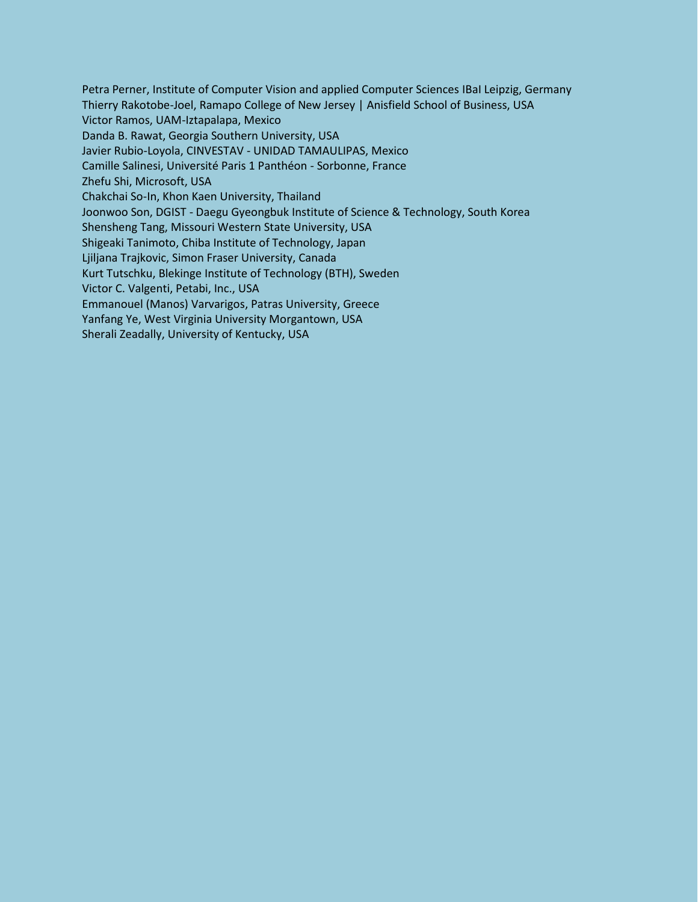Petra Perner, Institute of Computer Vision and applied Computer Sciences IBaI Leipzig, Germany
Thierry Rakotobe-Joel, Ramapo College of New Jersey | Anisfield School of Business, USA
Victor Ramos, UAM-Iztapalapa, Mexico
Danda B. Rawat, Georgia Southern University, USA
Javier Rubio-Loyola, CINVESTAV - UNIDAD TAMAULIPAS, Mexico
Camille Salinesi, Université Paris 1 Panthéon - Sorbonne, France
Zhefu Shi, Microsoft, USA
Chakchai So-In, Khon Kaen University, Thailand
Joonwoo Son, DGIST - Daegu Gyeongbuk Institute of Science & Technology, South Korea
Shensheng Tang, Missouri Western State University, USA
Shigeaki Tanimoto, Chiba Institute of Technology, Japan
Ljiljana Trajkovic, Simon Fraser University, Canada
Kurt Tutschku, Blekinge Institute of Technology (BTH), Sweden
Victor C. Valgenti, Petabi, Inc., USA
Emmanouel (Manos) Varvarigos, Patras University, Greece
Yanfang Ye, West Virginia University Morgantown, USA
Sherali Zeadally, University of Kentucky, USA